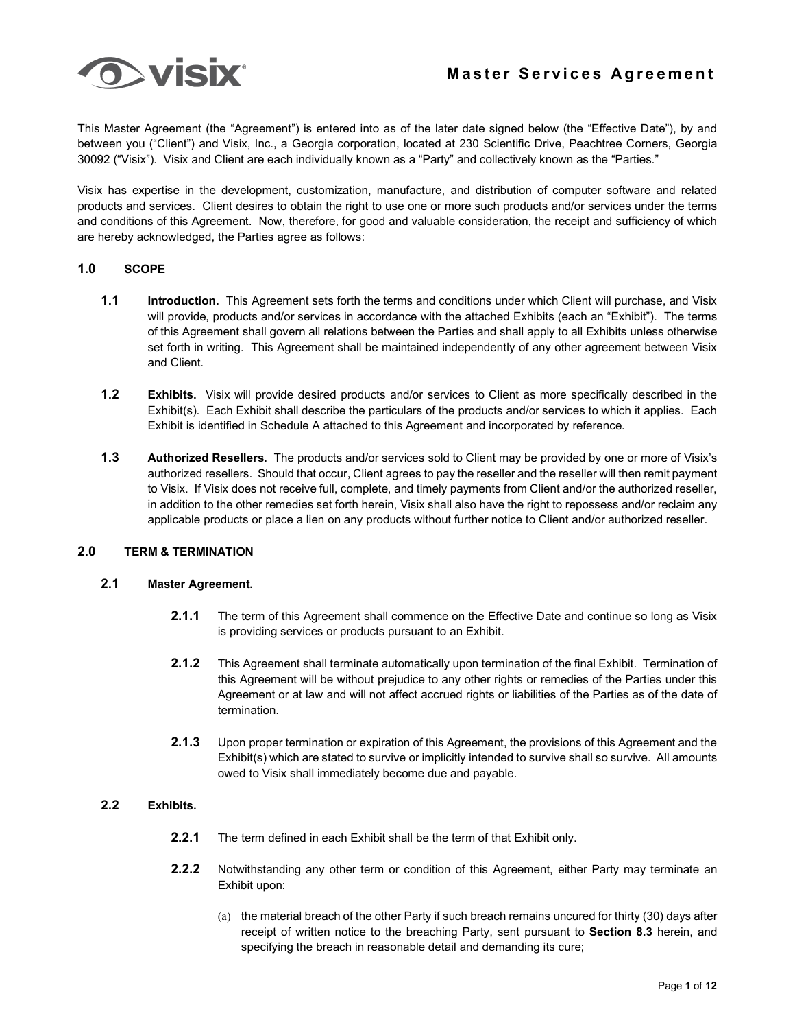# Master Services Agreement

This Master Agreement (the "Agreement") is entered into as of the later date signed below (the "Effective Date"), by and between you ("Client") and Visix, Inc., a Georgia corporation, located at 230 Scientific Drive, Peachtree Corners, Georgia 30092 ("Visix"). Visix and Client are each individually known as a "Party" and collectively known as the "Parties."

Visix has expertise in the development, customization, manufacture, and distribution of computer software and related products and services. Client desires to obtain the right to use one or more such products and/or services under the terms and conditions of this Agreement. Now, therefore, for good and valuable consideration, the receipt and sufficiency of which are hereby acknowledged, the Parties agree as follows:

## 1.0 SCOPE

**1.1 Introduction.** This Agreement sets forth the terms and conditions under which Client will purchase, and Visix will provide, products and/or services in accordance with the attached Exhibits (each an "Exhibit"). The terms of this Agreement shall govern all relations between the Parties and shall apply to all Exhibits unless otherwise set forth in writing. This Agreement shall be maintained independently of any other agreement between Visix and Client.

**1.2 Exhibits.** Visix will provide desired products and/or services to Client as more specifically described in the Exhibit(s). Each Exhibit shall describe the particulars of the products and/or services to which it applies. Each Exhibit is identified in Schedule A attached to this Agreement and incorporated by reference.

**1.3 Authorized Resellers.** The products and/or services sold to Client may be provided by one or more of Visix's authorized resellers. Should that occur, Client agrees to pay the reseller and the reseller will then remit payment to Visix. If Visix does not receive full, complete, and timely payments from Client and/or the authorized reseller, in addition to the other remedies set forth herein, Visix shall also have the right to repossess and/or reclaim any applicable products or place a lien on any products without further notice to Client and/or authorized reseller.

## 2.0 TERM & TERMINATION

### 2.1 Master Agreement.

**2.1.1** The term of this Agreement shall commence on the Effective Date and continue so long as Visix is providing services or products pursuant to an Exhibit.

**2.1.2** This Agreement shall terminate automatically upon termination of the final Exhibit. Termination of this Agreement will be without prejudice to any other rights or remedies of the Parties under this Agreement or at law and will not affect accrued rights or liabilities of the Parties as of the date of termination.

**2.1.3** Upon proper termination or expiration of this Agreement, the provisions of this Agreement and the Exhibit(s) which are stated to survive or implicitly intended to survive shall so survive. All amounts owed to Visix shall immediately become due and payable.

### 2.2 Exhibits.

**2.2.1** The term defined in each Exhibit shall be the term of that Exhibit only.

**2.2.2** Notwithstanding any other term or condition of this Agreement, either Party may terminate an Exhibit upon:

(a) the material breach of the other Party if such breach remains uncured for thirty (30) days after receipt of written notice to the breaching Party, sent pursuant to **Section 8.3** herein, and specifying the breach in reasonable detail and demanding its cure;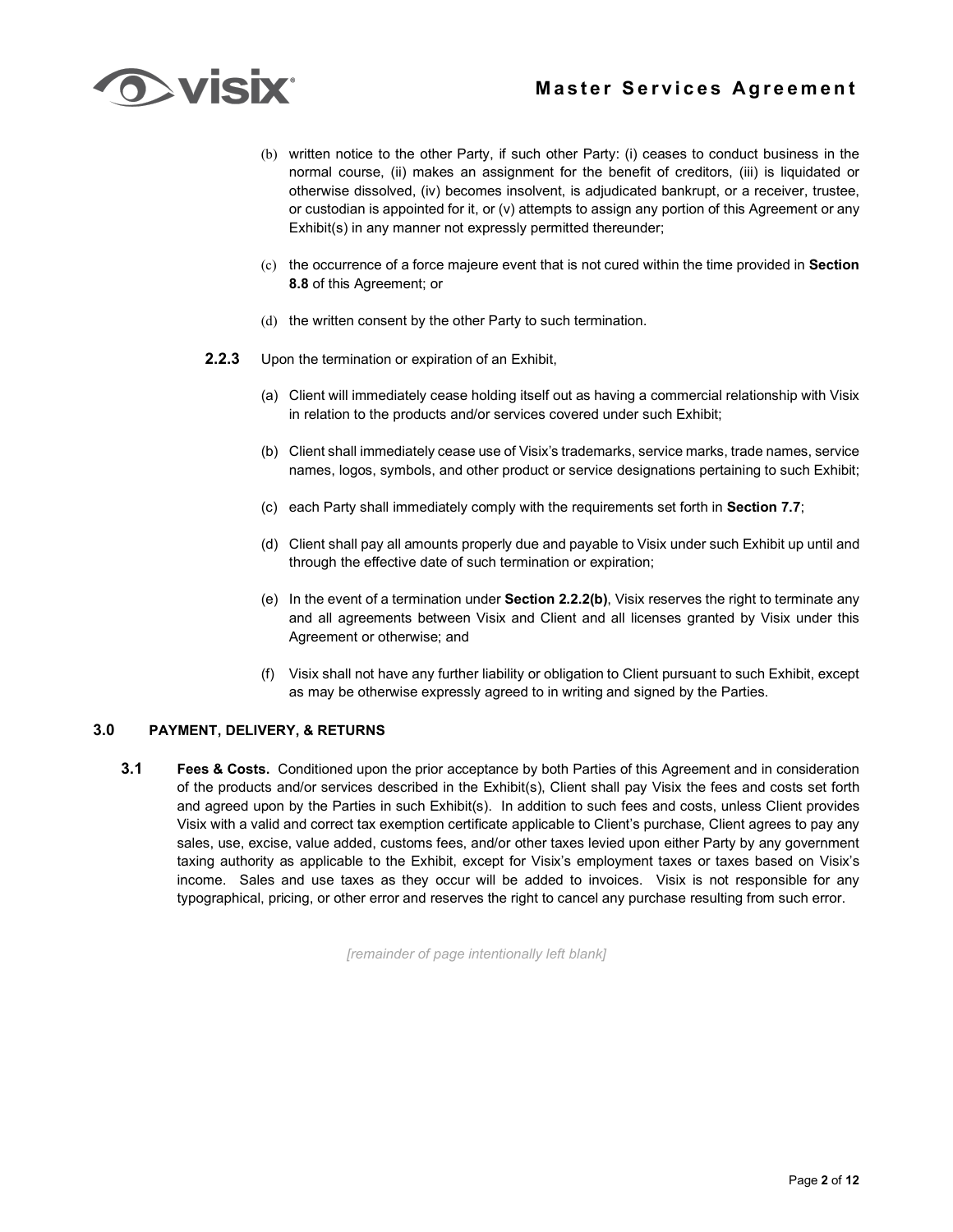(b) written notice to the other Party, if such other Party: (i) ceases to conduct business in the normal course, (ii) makes an assignment for the benefit of creditors, (iii) is liquidated or otherwise dissolved, (iv) becomes insolvent, is adjudicated bankrupt, or a receiver, trustee, or custodian is appointed for it, or (v) attempts to assign any portion of this Agreement or any Exhibit(s) in any manner not expressly permitted thereunder;

(c) the occurrence of a force majeure event that is not cured within the time provided in **Section 8.8** of this Agreement; or

(d) the written consent by the other Party to such termination.

**2.2.3** Upon the termination or expiration of an Exhibit,

(a) Client will immediately cease holding itself out as having a commercial relationship with Visix in relation to the products and/or services covered under such Exhibit;

(b) Client shall immediately cease use of Visix's trademarks, service marks, trade names, service names, logos, symbols, and other product or service designations pertaining to such Exhibit;

(c) each Party shall immediately comply with the requirements set forth in **Section 7.7**;

(d) Client shall pay all amounts properly due and payable to Visix under such Exhibit up until and through the effective date of such termination or expiration;

(e) In the event of a termination under **Section 2.2.2(b)**, Visix reserves the right to terminate any and all agreements between Visix and Client and all licenses granted by Visix under this Agreement or otherwise; and

(f) Visix shall not have any further liability or obligation to Client pursuant to such Exhibit, except as may be otherwise expressly agreed to in writing and signed by the Parties.

## 3.0 PAYMENT, DELIVERY, & RETURNS

**3.1 Fees & Costs.** Conditioned upon the prior acceptance by both Parties of this Agreement and in consideration of the products and/or services described in the Exhibit(s), Client shall pay Visix the fees and costs set forth and agreed upon by the Parties in such Exhibit(s). In addition to such fees and costs, unless Client provides Visix with a valid and correct tax exemption certificate applicable to Client's purchase, Client agrees to pay any sales, use, excise, value added, customs fees, and/or other taxes levied upon either Party by any government taxing authority as applicable to the Exhibit, except for Visix's employment taxes or taxes based on Visix's income. Sales and use taxes as they occur will be added to invoices. Visix is not responsible for any typographical, pricing, or other error and reserves the right to cancel any purchase resulting from such error.

*[remainder of page intentionally left blank]*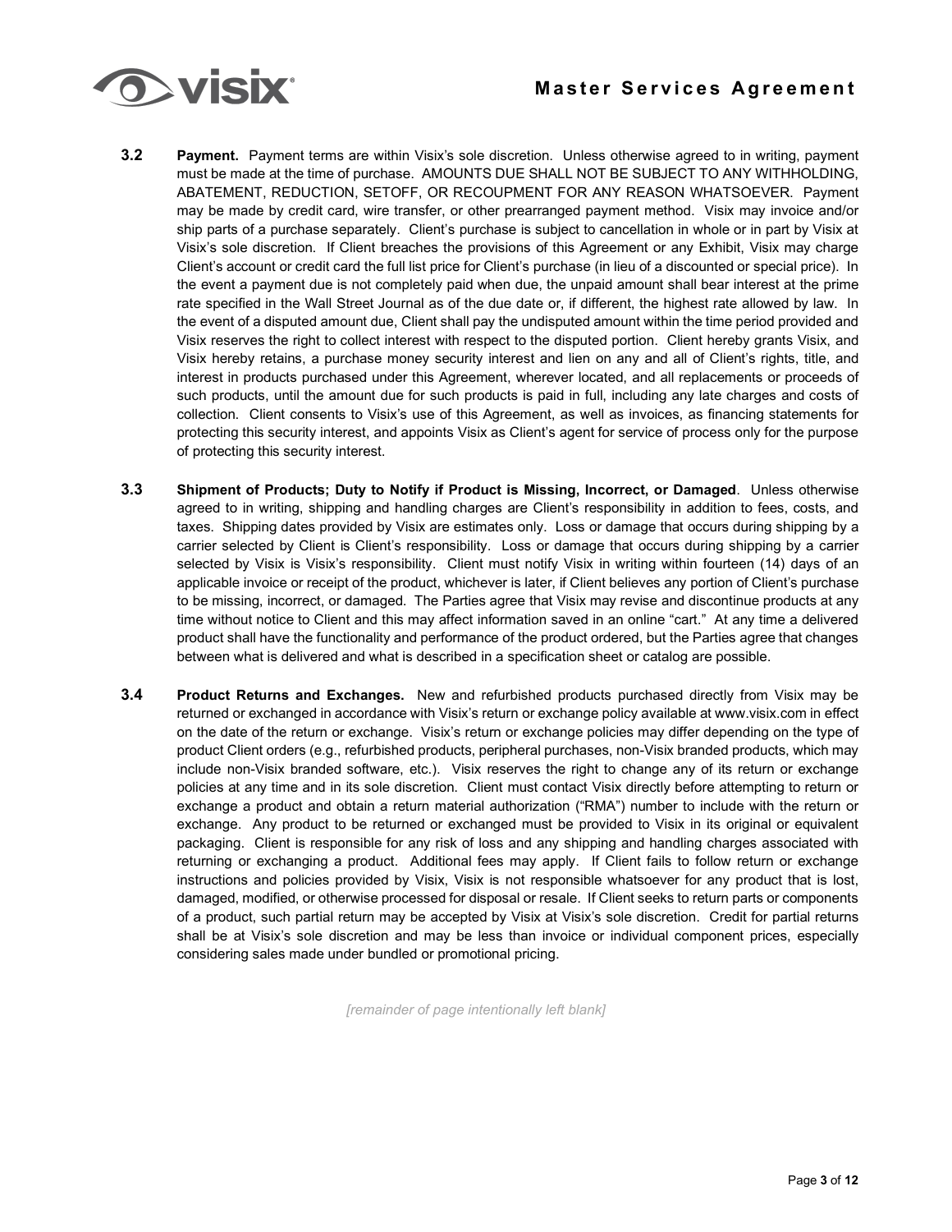**3.2 Payment.** Payment terms are within Visix's sole discretion. Unless otherwise agreed to in writing, payment must be made at the time of purchase. AMOUNTS DUE SHALL NOT BE SUBJECT TO ANY WITHHOLDING, ABATEMENT, REDUCTION, SETOFF, OR RECOUPMENT FOR ANY REASON WHATSOEVER. Payment may be made by credit card, wire transfer, or other prearranged payment method. Visix may invoice and/or ship parts of a purchase separately. Client's purchase is subject to cancellation in whole or in part by Visix at Visix's sole discretion. If Client breaches the provisions of this Agreement or any Exhibit, Visix may charge Client's account or credit card the full list price for Client's purchase (in lieu of a discounted or special price). In the event a payment due is not completely paid when due, the unpaid amount shall bear interest at the prime rate specified in the Wall Street Journal as of the due date or, if different, the highest rate allowed by law. In the event of a disputed amount due, Client shall pay the undisputed amount within the time period provided and Visix reserves the right to collect interest with respect to the disputed portion. Client hereby grants Visix, and Visix hereby retains, a purchase money security interest and lien on any and all of Client's rights, title, and interest in products purchased under this Agreement, wherever located, and all replacements or proceeds of such products, until the amount due for such products is paid in full, including any late charges and costs of collection. Client consents to Visix's use of this Agreement, as well as invoices, as financing statements for protecting this security interest, and appoints Visix as Client's agent for service of process only for the purpose of protecting this security interest.

**3.3 Shipment of Products; Duty to Notify if Product is Missing, Incorrect, or Damaged**. Unless otherwise agreed to in writing, shipping and handling charges are Client's responsibility in addition to fees, costs, and taxes. Shipping dates provided by Visix are estimates only. Loss or damage that occurs during shipping by a carrier selected by Client is Client's responsibility. Loss or damage that occurs during shipping by a carrier selected by Visix is Visix's responsibility. Client must notify Visix in writing within fourteen (14) days of an applicable invoice or receipt of the product, whichever is later, if Client believes any portion of Client's purchase to be missing, incorrect, or damaged. The Parties agree that Visix may revise and discontinue products at any time without notice to Client and this may affect information saved in an online "cart." At any time a delivered product shall have the functionality and performance of the product ordered, but the Parties agree that changes between what is delivered and what is described in a specification sheet or catalog are possible.

**3.4 Product Returns and Exchanges.** New and refurbished products purchased directly from Visix may be returned or exchanged in accordance with Visix's return or exchange policy available at www.visix.com in effect on the date of the return or exchange. Visix's return or exchange policies may differ depending on the type of product Client orders (e.g., refurbished products, peripheral purchases, non-Visix branded products, which may include non-Visix branded software, etc.). Visix reserves the right to change any of its return or exchange policies at any time and in its sole discretion. Client must contact Visix directly before attempting to return or exchange a product and obtain a return material authorization ("RMA") number to include with the return or exchange. Any product to be returned or exchanged must be provided to Visix in its original or equivalent packaging. Client is responsible for any risk of loss and any shipping and handling charges associated with returning or exchanging a product. Additional fees may apply. If Client fails to follow return or exchange instructions and policies provided by Visix, Visix is not responsible whatsoever for any product that is lost, damaged, modified, or otherwise processed for disposal or resale. If Client seeks to return parts or components of a product, such partial return may be accepted by Visix at Visix's sole discretion. Credit for partial returns shall be at Visix's sole discretion and may be less than invoice or individual component prices, especially considering sales made under bundled or promotional pricing.

*[remainder of page intentionally left blank]*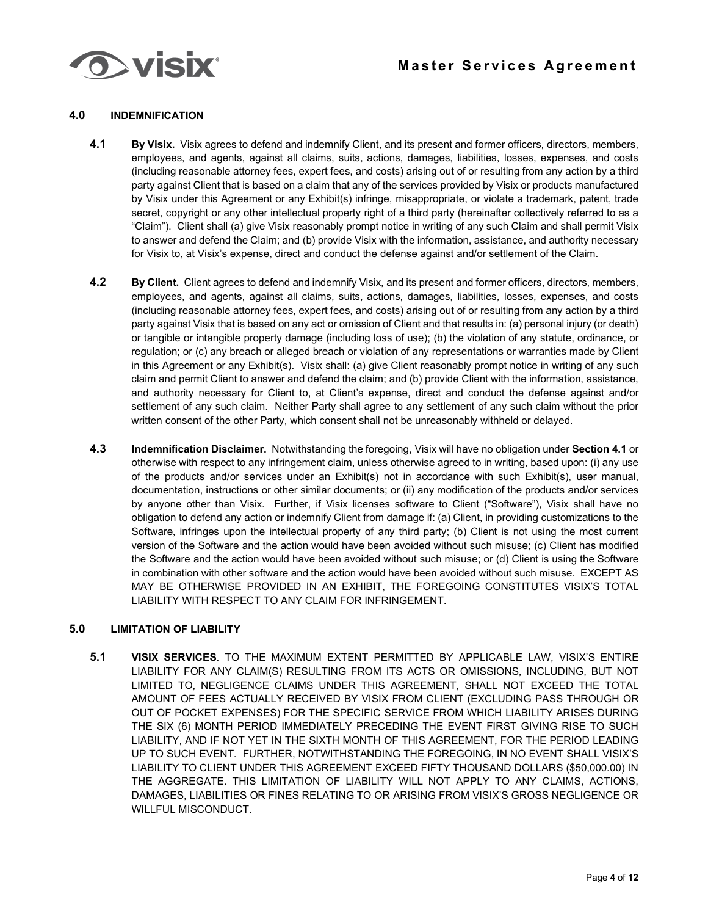## 4.0 INDEMNIFICATION

**4.1** **By Visix.** Visix agrees to defend and indemnify Client, and its present and former officers, directors, members, employees, and agents, against all claims, suits, actions, damages, liabilities, losses, expenses, and costs (including reasonable attorney fees, expert fees, and costs) arising out of or resulting from any action by a third party against Client that is based on a claim that any of the services provided by Visix or products manufactured by Visix under this Agreement or any Exhibit(s) infringe, misappropriate, or violate a trademark, patent, trade secret, copyright or any other intellectual property right of a third party (hereinafter collectively referred to as a "Claim"). Client shall (a) give Visix reasonably prompt notice in writing of any such Claim and shall permit Visix to answer and defend the Claim; and (b) provide Visix with the information, assistance, and authority necessary for Visix to, at Visix's expense, direct and conduct the defense against and/or settlement of the Claim.

**4.2** **By Client.** Client agrees to defend and indemnify Visix, and its present and former officers, directors, members, employees, and agents, against all claims, suits, actions, damages, liabilities, losses, expenses, and costs (including reasonable attorney fees, expert fees, and costs) arising out of or resulting from any action by a third party against Visix that is based on any act or omission of Client and that results in: (a) personal injury (or death) or tangible or intangible property damage (including loss of use); (b) the violation of any statute, ordinance, or regulation; or (c) any breach or alleged breach or violation of any representations or warranties made by Client in this Agreement or any Exhibit(s). Visix shall: (a) give Client reasonably prompt notice in writing of any such claim and permit Client to answer and defend the claim; and (b) provide Client with the information, assistance, and authority necessary for Client to, at Client's expense, direct and conduct the defense against and/or settlement of any such claim. Neither Party shall agree to any settlement of any such claim without the prior written consent of the other Party, which consent shall not be unreasonably withheld or delayed.

**4.3** **Indemnification Disclaimer.** Notwithstanding the foregoing, Visix will have no obligation under **Section 4.1** or otherwise with respect to any infringement claim, unless otherwise agreed to in writing, based upon: (i) any use of the products and/or services under an Exhibit(s) not in accordance with such Exhibit(s), user manual, documentation, instructions or other similar documents; or (ii) any modification of the products and/or services by anyone other than Visix. Further, if Visix licenses software to Client ("Software"), Visix shall have no obligation to defend any action or indemnify Client from damage if: (a) Client, in providing customizations to the Software, infringes upon the intellectual property of any third party; (b) Client is not using the most current version of the Software and the action would have been avoided without such misuse; (c) Client has modified the Software and the action would have been avoided without such misuse; or (d) Client is using the Software in combination with other software and the action would have been avoided without such misuse. EXCEPT AS MAY BE OTHERWISE PROVIDED IN AN EXHIBIT, THE FOREGOING CONSTITUTES VISIX'S TOTAL LIABILITY WITH RESPECT TO ANY CLAIM FOR INFRINGEMENT.

## 5.0 LIMITATION OF LIABILITY

**5.1** **VISIX SERVICES**. TO THE MAXIMUM EXTENT PERMITTED BY APPLICABLE LAW, VISIX'S ENTIRE LIABILITY FOR ANY CLAIM(S) RESULTING FROM ITS ACTS OR OMISSIONS, INCLUDING, BUT NOT LIMITED TO, NEGLIGENCE CLAIMS UNDER THIS AGREEMENT, SHALL NOT EXCEED THE TOTAL AMOUNT OF FEES ACTUALLY RECEIVED BY VISIX FROM CLIENT (EXCLUDING PASS THROUGH OR OUT OF POCKET EXPENSES) FOR THE SPECIFIC SERVICE FROM WHICH LIABILITY ARISES DURING THE SIX (6) MONTH PERIOD IMMEDIATELY PRECEDING THE EVENT FIRST GIVING RISE TO SUCH LIABILITY, AND IF NOT YET IN THE SIXTH MONTH OF THIS AGREEMENT, FOR THE PERIOD LEADING UP TO SUCH EVENT. FURTHER, NOTWITHSTANDING THE FOREGOING, IN NO EVENT SHALL VISIX'S LIABILITY TO CLIENT UNDER THIS AGREEMENT EXCEED FIFTY THOUSAND DOLLARS ($50,000.00) IN THE AGGREGATE. THIS LIMITATION OF LIABILITY WILL NOT APPLY TO ANY CLAIMS, ACTIONS, DAMAGES, LIABILITIES OR FINES RELATING TO OR ARISING FROM VISIX'S GROSS NEGLIGENCE OR WILLFUL MISCONDUCT.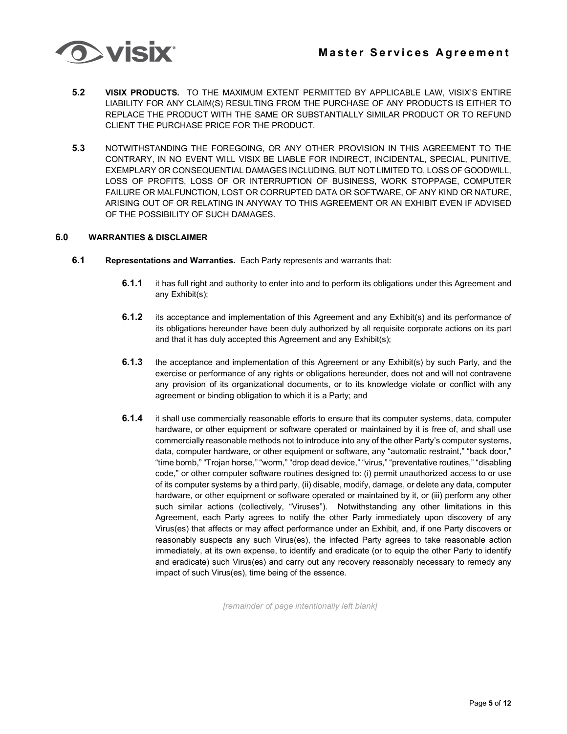**5.2** **VISIX PRODUCTS.** TO THE MAXIMUM EXTENT PERMITTED BY APPLICABLE LAW, VISIX'S ENTIRE LIABILITY FOR ANY CLAIM(S) RESULTING FROM THE PURCHASE OF ANY PRODUCTS IS EITHER TO REPLACE THE PRODUCT WITH THE SAME OR SUBSTANTIALLY SIMILAR PRODUCT OR TO REFUND CLIENT THE PURCHASE PRICE FOR THE PRODUCT.

**5.3** NOTWITHSTANDING THE FOREGOING, OR ANY OTHER PROVISION IN THIS AGREEMENT TO THE CONTRARY, IN NO EVENT WILL VISIX BE LIABLE FOR INDIRECT, INCIDENTAL, SPECIAL, PUNITIVE, EXEMPLARY OR CONSEQUENTIAL DAMAGES INCLUDING, BUT NOT LIMITED TO, LOSS OF GOODWILL, LOSS OF PROFITS, LOSS OF OR INTERRUPTION OF BUSINESS, WORK STOPPAGE, COMPUTER FAILURE OR MALFUNCTION, LOST OR CORRUPTED DATA OR SOFTWARE, OF ANY KIND OR NATURE, ARISING OUT OF OR RELATING IN ANYWAY TO THIS AGREEMENT OR AN EXHIBIT EVEN IF ADVISED OF THE POSSIBILITY OF SUCH DAMAGES.

## 6.0 WARRANTIES & DISCLAIMER

**6.1** **Representations and Warranties.** Each Party represents and warrants that:

**6.1.1** it has full right and authority to enter into and to perform its obligations under this Agreement and any Exhibit(s);

**6.1.2** its acceptance and implementation of this Agreement and any Exhibit(s) and its performance of its obligations hereunder have been duly authorized by all requisite corporate actions on its part and that it has duly accepted this Agreement and any Exhibit(s);

**6.1.3** the acceptance and implementation of this Agreement or any Exhibit(s) by such Party, and the exercise or performance of any rights or obligations hereunder, does not and will not contravene any provision of its organizational documents, or to its knowledge violate or conflict with any agreement or binding obligation to which it is a Party; and

**6.1.4** it shall use commercially reasonable efforts to ensure that its computer systems, data, computer hardware, or other equipment or software operated or maintained by it is free of, and shall use commercially reasonable methods not to introduce into any of the other Party's computer systems, data, computer hardware, or other equipment or software, any "automatic restraint," "back door," "time bomb," "Trojan horse," "worm," "drop dead device," "virus," "preventative routines," "disabling code," or other computer software routines designed to: (i) permit unauthorized access to or use of its computer systems by a third party, (ii) disable, modify, damage, or delete any data, computer hardware, or other equipment or software operated or maintained by it, or (iii) perform any other such similar actions (collectively, "Viruses"). Notwithstanding any other limitations in this Agreement, each Party agrees to notify the other Party immediately upon discovery of any Virus(es) that affects or may affect performance under an Exhibit, and, if one Party discovers or reasonably suspects any such Virus(es), the infected Party agrees to take reasonable action immediately, at its own expense, to identify and eradicate (or to equip the other Party to identify and eradicate) such Virus(es) and carry out any recovery reasonably necessary to remedy any impact of such Virus(es), time being of the essence.

*[remainder of page intentionally left blank]*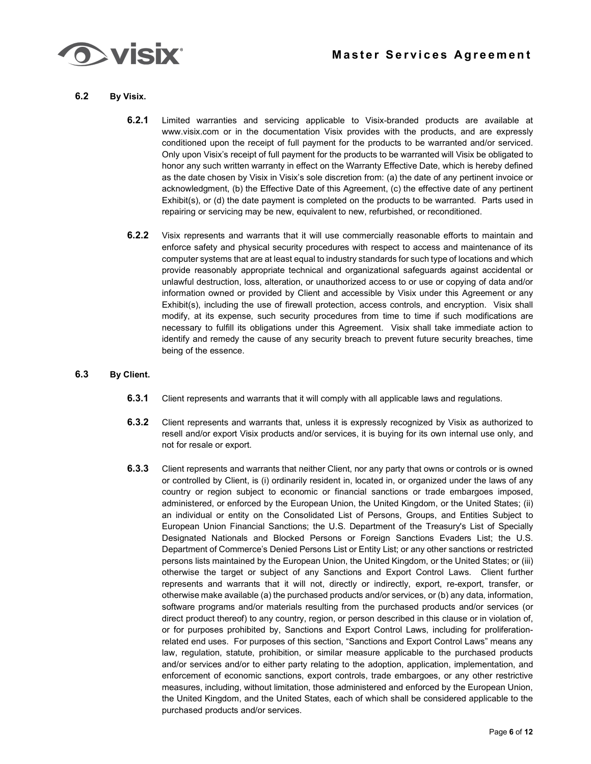### 6.2 By Visix.

**6.2.1** Limited warranties and servicing applicable to Visix-branded products are available at www.visix.com or in the documentation Visix provides with the products, and are expressly conditioned upon the receipt of full payment for the products to be warranted and/or serviced. Only upon Visix's receipt of full payment for the products to be warranted will Visix be obligated to honor any such written warranty in effect on the Warranty Effective Date, which is hereby defined as the date chosen by Visix in Visix's sole discretion from: (a) the date of any pertinent invoice or acknowledgment, (b) the Effective Date of this Agreement, (c) the effective date of any pertinent Exhibit(s), or (d) the date payment is completed on the products to be warranted. Parts used in repairing or servicing may be new, equivalent to new, refurbished, or reconditioned.

**6.2.2** Visix represents and warrants that it will use commercially reasonable efforts to maintain and enforce safety and physical security procedures with respect to access and maintenance of its computer systems that are at least equal to industry standards for such type of locations and which provide reasonably appropriate technical and organizational safeguards against accidental or unlawful destruction, loss, alteration, or unauthorized access to or use or copying of data and/or information owned or provided by Client and accessible by Visix under this Agreement or any Exhibit(s), including the use of firewall protection, access controls, and encryption. Visix shall modify, at its expense, such security procedures from time to time if such modifications are necessary to fulfill its obligations under this Agreement. Visix shall take immediate action to identify and remedy the cause of any security breach to prevent future security breaches, time being of the essence.

### 6.3 By Client.

**6.3.1** Client represents and warrants that it will comply with all applicable laws and regulations.

**6.3.2** Client represents and warrants that, unless it is expressly recognized by Visix as authorized to resell and/or export Visix products and/or services, it is buying for its own internal use only, and not for resale or export.

**6.3.3** Client represents and warrants that neither Client, nor any party that owns or controls or is owned or controlled by Client, is (i) ordinarily resident in, located in, or organized under the laws of any country or region subject to economic or financial sanctions or trade embargoes imposed, administered, or enforced by the European Union, the United Kingdom, or the United States; (ii) an individual or entity on the Consolidated List of Persons, Groups, and Entities Subject to European Union Financial Sanctions; the U.S. Department of the Treasury's List of Specially Designated Nationals and Blocked Persons or Foreign Sanctions Evaders List; the U.S. Department of Commerce's Denied Persons List or Entity List; or any other sanctions or restricted persons lists maintained by the European Union, the United Kingdom, or the United States; or (iii) otherwise the target or subject of any Sanctions and Export Control Laws. Client further represents and warrants that it will not, directly or indirectly, export, re-export, transfer, or otherwise make available (a) the purchased products and/or services, or (b) any data, information, software programs and/or materials resulting from the purchased products and/or services (or direct product thereof) to any country, region, or person described in this clause or in violation of, or for purposes prohibited by, Sanctions and Export Control Laws, including for proliferation-related end uses. For purposes of this section, "Sanctions and Export Control Laws" means any law, regulation, statute, prohibition, or similar measure applicable to the purchased products and/or services and/or to either party relating to the adoption, application, implementation, and enforcement of economic sanctions, export controls, trade embargoes, or any other restrictive measures, including, without limitation, those administered and enforced by the European Union, the United Kingdom, and the United States, each of which shall be considered applicable to the purchased products and/or services.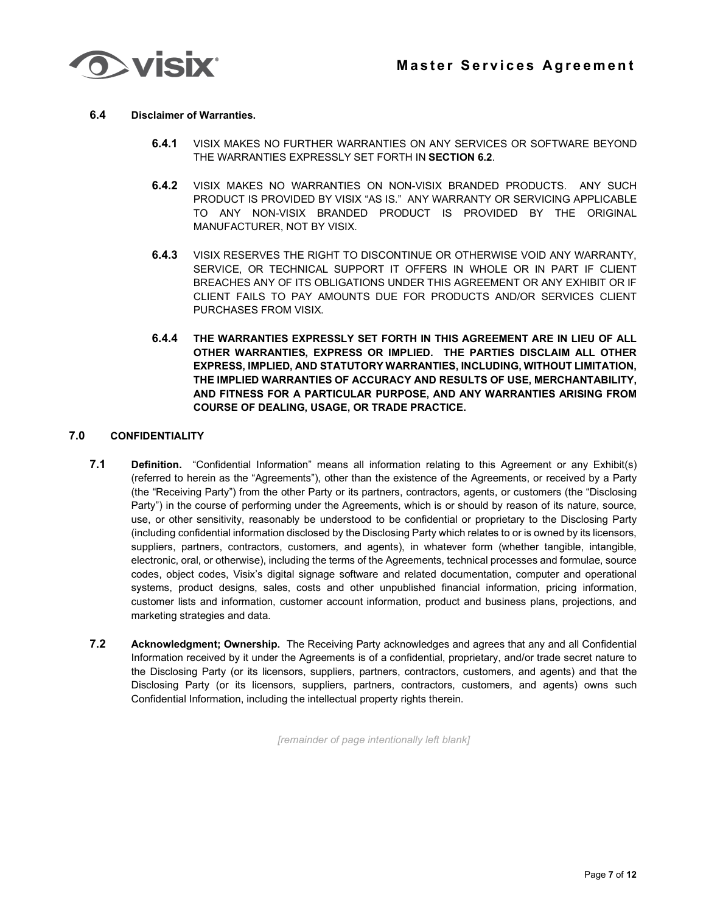### 6.4 Disclaimer of Warranties.

**6.4.1** VISIX MAKES NO FURTHER WARRANTIES ON ANY SERVICES OR SOFTWARE BEYOND THE WARRANTIES EXPRESSLY SET FORTH IN **SECTION 6.2**.

**6.4.2** VISIX MAKES NO WARRANTIES ON NON-VISIX BRANDED PRODUCTS. ANY SUCH PRODUCT IS PROVIDED BY VISIX "AS IS." ANY WARRANTY OR SERVICING APPLICABLE TO ANY NON-VISIX BRANDED PRODUCT IS PROVIDED BY THE ORIGINAL MANUFACTURER, NOT BY VISIX.

**6.4.3** VISIX RESERVES THE RIGHT TO DISCONTINUE OR OTHERWISE VOID ANY WARRANTY, SERVICE, OR TECHNICAL SUPPORT IT OFFERS IN WHOLE OR IN PART IF CLIENT BREACHES ANY OF ITS OBLIGATIONS UNDER THIS AGREEMENT OR ANY EXHIBIT OR IF CLIENT FAILS TO PAY AMOUNTS DUE FOR PRODUCTS AND/OR SERVICES CLIENT PURCHASES FROM VISIX.

**6.4.4** **THE WARRANTIES EXPRESSLY SET FORTH IN THIS AGREEMENT ARE IN LIEU OF ALL OTHER WARRANTIES, EXPRESS OR IMPLIED. THE PARTIES DISCLAIM ALL OTHER EXPRESS, IMPLIED, AND STATUTORY WARRANTIES, INCLUDING, WITHOUT LIMITATION, THE IMPLIED WARRANTIES OF ACCURACY AND RESULTS OF USE, MERCHANTABILITY, AND FITNESS FOR A PARTICULAR PURPOSE, AND ANY WARRANTIES ARISING FROM COURSE OF DEALING, USAGE, OR TRADE PRACTICE.**

## 7.0 CONFIDENTIALITY

**7.1 Definition.** "Confidential Information" means all information relating to this Agreement or any Exhibit(s) (referred to herein as the "Agreements"), other than the existence of the Agreements, or received by a Party (the "Receiving Party") from the other Party or its partners, contractors, agents, or customers (the "Disclosing Party") in the course of performing under the Agreements, which is or should by reason of its nature, source, use, or other sensitivity, reasonably be understood to be confidential or proprietary to the Disclosing Party (including confidential information disclosed by the Disclosing Party which relates to or is owned by its licensors, suppliers, partners, contractors, customers, and agents), in whatever form (whether tangible, intangible, electronic, oral, or otherwise), including the terms of the Agreements, technical processes and formulae, source codes, object codes, Visix's digital signage software and related documentation, computer and operational systems, product designs, sales, costs and other unpublished financial information, pricing information, customer lists and information, customer account information, product and business plans, projections, and marketing strategies and data.

**7.2 Acknowledgment; Ownership.** The Receiving Party acknowledges and agrees that any and all Confidential Information received by it under the Agreements is of a confidential, proprietary, and/or trade secret nature to the Disclosing Party (or its licensors, suppliers, partners, contractors, customers, and agents) and that the Disclosing Party (or its licensors, suppliers, partners, contractors, customers, and agents) owns such Confidential Information, including the intellectual property rights therein.

*[remainder of page intentionally left blank]*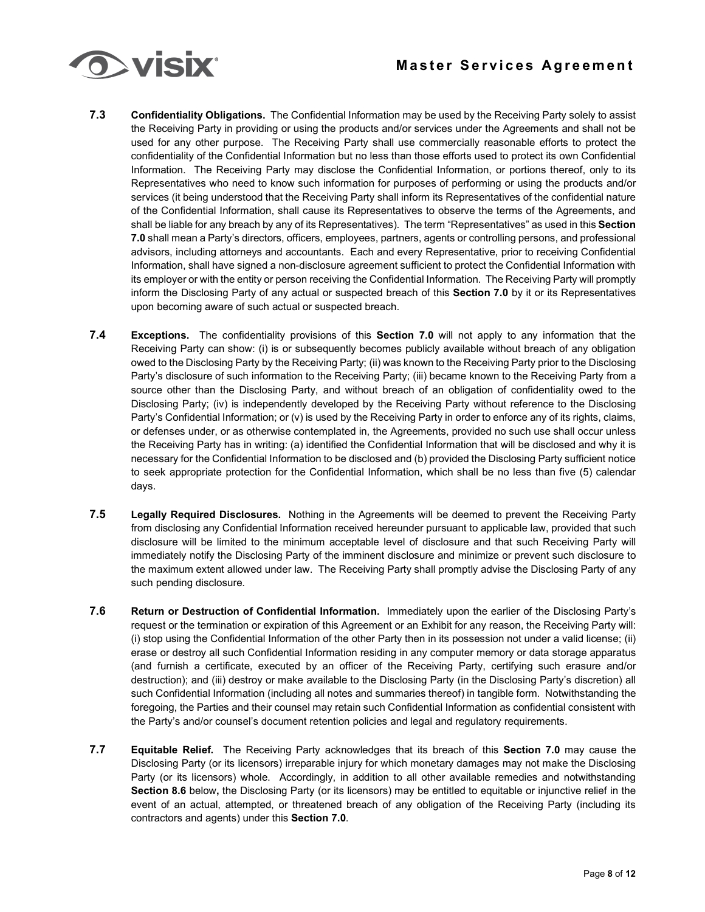**7.3 Confidentiality Obligations.** The Confidential Information may be used by the Receiving Party solely to assist the Receiving Party in providing or using the products and/or services under the Agreements and shall not be used for any other purpose. The Receiving Party shall use commercially reasonable efforts to protect the confidentiality of the Confidential Information but no less than those efforts used to protect its own Confidential Information. The Receiving Party may disclose the Confidential Information, or portions thereof, only to its Representatives who need to know such information for purposes of performing or using the products and/or services (it being understood that the Receiving Party shall inform its Representatives of the confidential nature of the Confidential Information, shall cause its Representatives to observe the terms of the Agreements, and shall be liable for any breach by any of its Representatives). The term "Representatives" as used in this **Section 7.0** shall mean a Party's directors, officers, employees, partners, agents or controlling persons, and professional advisors, including attorneys and accountants. Each and every Representative, prior to receiving Confidential Information, shall have signed a non-disclosure agreement sufficient to protect the Confidential Information with its employer or with the entity or person receiving the Confidential Information. The Receiving Party will promptly inform the Disclosing Party of any actual or suspected breach of this **Section 7.0** by it or its Representatives upon becoming aware of such actual or suspected breach.

**7.4 Exceptions.** The confidentiality provisions of this **Section 7.0** will not apply to any information that the Receiving Party can show: (i) is or subsequently becomes publicly available without breach of any obligation owed to the Disclosing Party by the Receiving Party; (ii) was known to the Receiving Party prior to the Disclosing Party's disclosure of such information to the Receiving Party; (iii) became known to the Receiving Party from a source other than the Disclosing Party, and without breach of an obligation of confidentiality owed to the Disclosing Party; (iv) is independently developed by the Receiving Party without reference to the Disclosing Party's Confidential Information; or (v) is used by the Receiving Party in order to enforce any of its rights, claims, or defenses under, or as otherwise contemplated in, the Agreements, provided no such use shall occur unless the Receiving Party has in writing: (a) identified the Confidential Information that will be disclosed and why it is necessary for the Confidential Information to be disclosed and (b) provided the Disclosing Party sufficient notice to seek appropriate protection for the Confidential Information, which shall be no less than five (5) calendar days.

**7.5 Legally Required Disclosures.** Nothing in the Agreements will be deemed to prevent the Receiving Party from disclosing any Confidential Information received hereunder pursuant to applicable law, provided that such disclosure will be limited to the minimum acceptable level of disclosure and that such Receiving Party will immediately notify the Disclosing Party of the imminent disclosure and minimize or prevent such disclosure to the maximum extent allowed under law. The Receiving Party shall promptly advise the Disclosing Party of any such pending disclosure.

**7.6 Return or Destruction of Confidential Information.** Immediately upon the earlier of the Disclosing Party's request or the termination or expiration of this Agreement or an Exhibit for any reason, the Receiving Party will: (i) stop using the Confidential Information of the other Party then in its possession not under a valid license; (ii) erase or destroy all such Confidential Information residing in any computer memory or data storage apparatus (and furnish a certificate, executed by an officer of the Receiving Party, certifying such erasure and/or destruction); and (iii) destroy or make available to the Disclosing Party (in the Disclosing Party's discretion) all such Confidential Information (including all notes and summaries thereof) in tangible form. Notwithstanding the foregoing, the Parties and their counsel may retain such Confidential Information as confidential consistent with the Party's and/or counsel's document retention policies and legal and regulatory requirements.

**7.7 Equitable Relief.** The Receiving Party acknowledges that its breach of this **Section 7.0** may cause the Disclosing Party (or its licensors) irreparable injury for which monetary damages may not make the Disclosing Party (or its licensors) whole. Accordingly, in addition to all other available remedies and notwithstanding **Section 8.6** below**,** the Disclosing Party (or its licensors) may be entitled to equitable or injunctive relief in the event of an actual, attempted, or threatened breach of any obligation of the Receiving Party (including its contractors and agents) under this **Section 7.0**.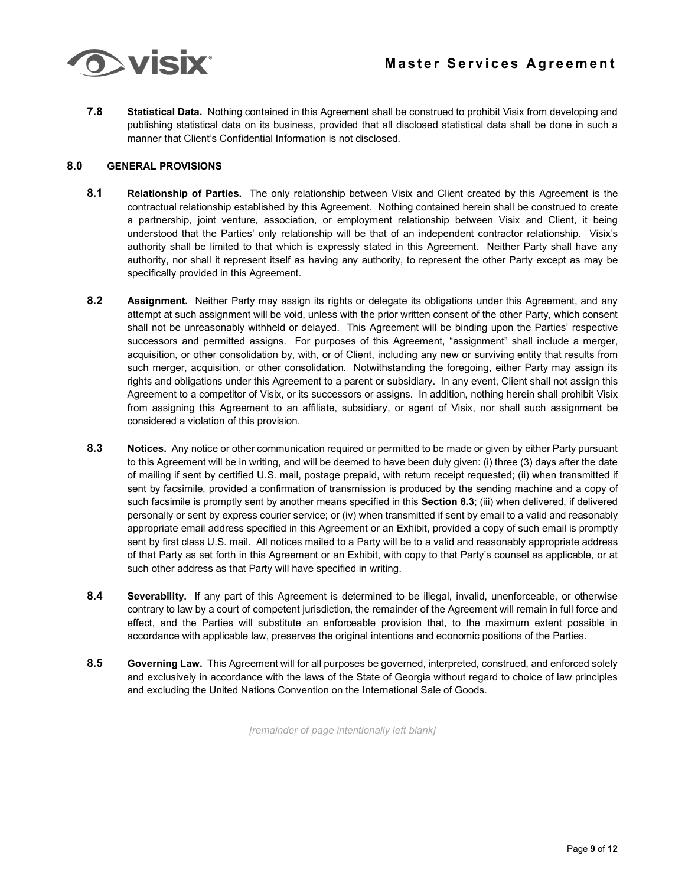**7.8 Statistical Data.** Nothing contained in this Agreement shall be construed to prohibit Visix from developing and publishing statistical data on its business, provided that all disclosed statistical data shall be done in such a manner that Client's Confidential Information is not disclosed.

## 8.0 GENERAL PROVISIONS

**8.1 Relationship of Parties.** The only relationship between Visix and Client created by this Agreement is the contractual relationship established by this Agreement. Nothing contained herein shall be construed to create a partnership, joint venture, association, or employment relationship between Visix and Client, it being understood that the Parties' only relationship will be that of an independent contractor relationship. Visix's authority shall be limited to that which is expressly stated in this Agreement. Neither Party shall have any authority, nor shall it represent itself as having any authority, to represent the other Party except as may be specifically provided in this Agreement.

**8.2 Assignment.** Neither Party may assign its rights or delegate its obligations under this Agreement, and any attempt at such assignment will be void, unless with the prior written consent of the other Party, which consent shall not be unreasonably withheld or delayed. This Agreement will be binding upon the Parties' respective successors and permitted assigns. For purposes of this Agreement, "assignment" shall include a merger, acquisition, or other consolidation by, with, or of Client, including any new or surviving entity that results from such merger, acquisition, or other consolidation. Notwithstanding the foregoing, either Party may assign its rights and obligations under this Agreement to a parent or subsidiary. In any event, Client shall not assign this Agreement to a competitor of Visix, or its successors or assigns. In addition, nothing herein shall prohibit Visix from assigning this Agreement to an affiliate, subsidiary, or agent of Visix, nor shall such assignment be considered a violation of this provision.

**8.3 Notices.** Any notice or other communication required or permitted to be made or given by either Party pursuant to this Agreement will be in writing, and will be deemed to have been duly given: (i) three (3) days after the date of mailing if sent by certified U.S. mail, postage prepaid, with return receipt requested; (ii) when transmitted if sent by facsimile, provided a confirmation of transmission is produced by the sending machine and a copy of such facsimile is promptly sent by another means specified in this **Section 8.3**; (iii) when delivered, if delivered personally or sent by express courier service; or (iv) when transmitted if sent by email to a valid and reasonably appropriate email address specified in this Agreement or an Exhibit, provided a copy of such email is promptly sent by first class U.S. mail. All notices mailed to a Party will be to a valid and reasonably appropriate address of that Party as set forth in this Agreement or an Exhibit, with copy to that Party's counsel as applicable, or at such other address as that Party will have specified in writing.

**8.4 Severability.** If any part of this Agreement is determined to be illegal, invalid, unenforceable, or otherwise contrary to law by a court of competent jurisdiction, the remainder of the Agreement will remain in full force and effect, and the Parties will substitute an enforceable provision that, to the maximum extent possible in accordance with applicable law, preserves the original intentions and economic positions of the Parties.

**8.5 Governing Law.** This Agreement will for all purposes be governed, interpreted, construed, and enforced solely and exclusively in accordance with the laws of the State of Georgia without regard to choice of law principles and excluding the United Nations Convention on the International Sale of Goods.

*[remainder of page intentionally left blank]*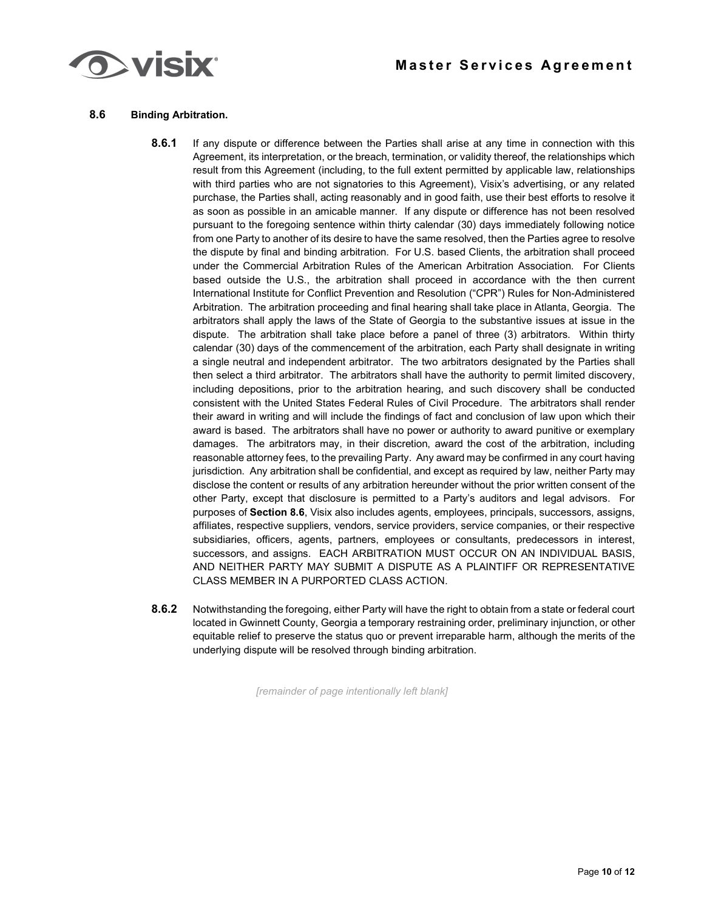### 8.6 Binding Arbitration.

**8.6.1** If any dispute or difference between the Parties shall arise at any time in connection with this Agreement, its interpretation, or the breach, termination, or validity thereof, the relationships which result from this Agreement (including, to the full extent permitted by applicable law, relationships with third parties who are not signatories to this Agreement), Visix's advertising, or any related purchase, the Parties shall, acting reasonably and in good faith, use their best efforts to resolve it as soon as possible in an amicable manner. If any dispute or difference has not been resolved pursuant to the foregoing sentence within thirty calendar (30) days immediately following notice from one Party to another of its desire to have the same resolved, then the Parties agree to resolve the dispute by final and binding arbitration. For U.S. based Clients, the arbitration shall proceed under the Commercial Arbitration Rules of the American Arbitration Association. For Clients based outside the U.S., the arbitration shall proceed in accordance with the then current International Institute for Conflict Prevention and Resolution ("CPR") Rules for Non-Administered Arbitration. The arbitration proceeding and final hearing shall take place in Atlanta, Georgia. The arbitrators shall apply the laws of the State of Georgia to the substantive issues at issue in the dispute. The arbitration shall take place before a panel of three (3) arbitrators. Within thirty calendar (30) days of the commencement of the arbitration, each Party shall designate in writing a single neutral and independent arbitrator. The two arbitrators designated by the Parties shall then select a third arbitrator. The arbitrators shall have the authority to permit limited discovery, including depositions, prior to the arbitration hearing, and such discovery shall be conducted consistent with the United States Federal Rules of Civil Procedure. The arbitrators shall render their award in writing and will include the findings of fact and conclusion of law upon which their award is based. The arbitrators shall have no power or authority to award punitive or exemplary damages. The arbitrators may, in their discretion, award the cost of the arbitration, including reasonable attorney fees, to the prevailing Party. Any award may be confirmed in any court having jurisdiction. Any arbitration shall be confidential, and except as required by law, neither Party may disclose the content or results of any arbitration hereunder without the prior written consent of the other Party, except that disclosure is permitted to a Party's auditors and legal advisors. For purposes of **Section 8.6**, Visix also includes agents, employees, principals, successors, assigns, affiliates, respective suppliers, vendors, service providers, service companies, or their respective subsidiaries, officers, agents, partners, employees or consultants, predecessors in interest, successors, and assigns. EACH ARBITRATION MUST OCCUR ON AN INDIVIDUAL BASIS, AND NEITHER PARTY MAY SUBMIT A DISPUTE AS A PLAINTIFF OR REPRESENTATIVE CLASS MEMBER IN A PURPORTED CLASS ACTION.

**8.6.2** Notwithstanding the foregoing, either Party will have the right to obtain from a state or federal court located in Gwinnett County, Georgia a temporary restraining order, preliminary injunction, or other equitable relief to preserve the status quo or prevent irreparable harm, although the merits of the underlying dispute will be resolved through binding arbitration.

*[remainder of page intentionally left blank]*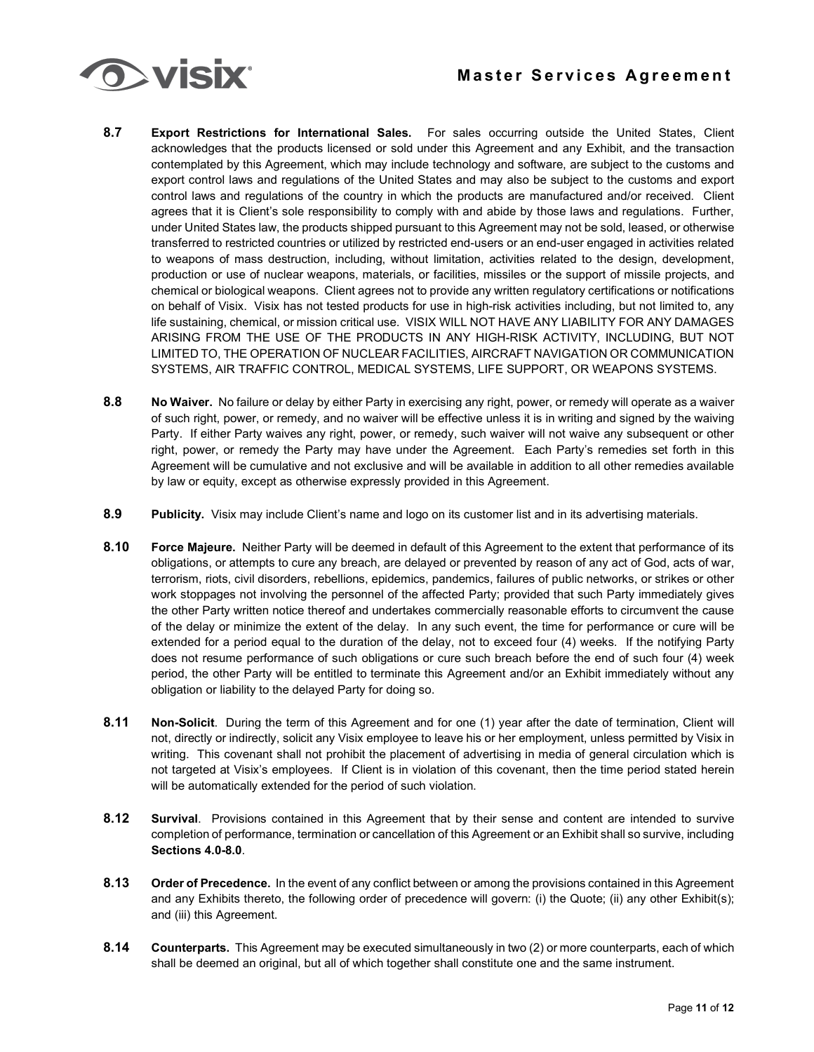**8.7 Export Restrictions for International Sales.** For sales occurring outside the United States, Client acknowledges that the products licensed or sold under this Agreement and any Exhibit, and the transaction contemplated by this Agreement, which may include technology and software, are subject to the customs and export control laws and regulations of the United States and may also be subject to the customs and export control laws and regulations of the country in which the products are manufactured and/or received. Client agrees that it is Client's sole responsibility to comply with and abide by those laws and regulations. Further, under United States law, the products shipped pursuant to this Agreement may not be sold, leased, or otherwise transferred to restricted countries or utilized by restricted end-users or an end-user engaged in activities related to weapons of mass destruction, including, without limitation, activities related to the design, development, production or use of nuclear weapons, materials, or facilities, missiles or the support of missile projects, and chemical or biological weapons. Client agrees not to provide any written regulatory certifications or notifications on behalf of Visix. Visix has not tested products for use in high-risk activities including, but not limited to, any life sustaining, chemical, or mission critical use. VISIX WILL NOT HAVE ANY LIABILITY FOR ANY DAMAGES ARISING FROM THE USE OF THE PRODUCTS IN ANY HIGH-RISK ACTIVITY, INCLUDING, BUT NOT LIMITED TO, THE OPERATION OF NUCLEAR FACILITIES, AIRCRAFT NAVIGATION OR COMMUNICATION SYSTEMS, AIR TRAFFIC CONTROL, MEDICAL SYSTEMS, LIFE SUPPORT, OR WEAPONS SYSTEMS.

**8.8 No Waiver.** No failure or delay by either Party in exercising any right, power, or remedy will operate as a waiver of such right, power, or remedy, and no waiver will be effective unless it is in writing and signed by the waiving Party. If either Party waives any right, power, or remedy, such waiver will not waive any subsequent or other right, power, or remedy the Party may have under the Agreement. Each Party's remedies set forth in this Agreement will be cumulative and not exclusive and will be available in addition to all other remedies available by law or equity, except as otherwise expressly provided in this Agreement.

**8.9 Publicity.** Visix may include Client's name and logo on its customer list and in its advertising materials.

**8.10 Force Majeure.** Neither Party will be deemed in default of this Agreement to the extent that performance of its obligations, or attempts to cure any breach, are delayed or prevented by reason of any act of God, acts of war, terrorism, riots, civil disorders, rebellions, epidemics, pandemics, failures of public networks, or strikes or other work stoppages not involving the personnel of the affected Party; provided that such Party immediately gives the other Party written notice thereof and undertakes commercially reasonable efforts to circumvent the cause of the delay or minimize the extent of the delay. In any such event, the time for performance or cure will be extended for a period equal to the duration of the delay, not to exceed four (4) weeks. If the notifying Party does not resume performance of such obligations or cure such breach before the end of such four (4) week period, the other Party will be entitled to terminate this Agreement and/or an Exhibit immediately without any obligation or liability to the delayed Party for doing so.

**8.11 Non-Solicit**. During the term of this Agreement and for one (1) year after the date of termination, Client will not, directly or indirectly, solicit any Visix employee to leave his or her employment, unless permitted by Visix in writing. This covenant shall not prohibit the placement of advertising in media of general circulation which is not targeted at Visix's employees. If Client is in violation of this covenant, then the time period stated herein will be automatically extended for the period of such violation.

**8.12 Survival**. Provisions contained in this Agreement that by their sense and content are intended to survive completion of performance, termination or cancellation of this Agreement or an Exhibit shall so survive, including **Sections 4.0-8.0**.

**8.13 Order of Precedence.** In the event of any conflict between or among the provisions contained in this Agreement and any Exhibits thereto, the following order of precedence will govern: (i) the Quote; (ii) any other Exhibit(s); and (iii) this Agreement.

**8.14 Counterparts.** This Agreement may be executed simultaneously in two (2) or more counterparts, each of which shall be deemed an original, but all of which together shall constitute one and the same instrument.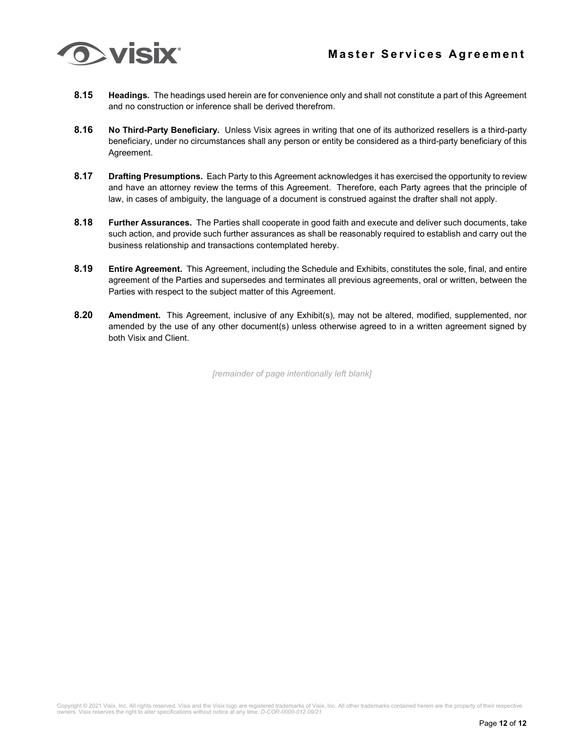**8.15 Headings.** The headings used herein are for convenience only and shall not constitute a part of this Agreement and no construction or inference shall be derived therefrom.

**8.16 No Third-Party Beneficiary.** Unless Visix agrees in writing that one of its authorized resellers is a third-party beneficiary, under no circumstances shall any person or entity be considered as a third-party beneficiary of this Agreement.

**8.17 Drafting Presumptions.** Each Party to this Agreement acknowledges it has exercised the opportunity to review and have an attorney review the terms of this Agreement. Therefore, each Party agrees that the principle of law, in cases of ambiguity, the language of a document is construed against the drafter shall not apply.

**8.18 Further Assurances.** The Parties shall cooperate in good faith and execute and deliver such documents, take such action, and provide such further assurances as shall be reasonably required to establish and carry out the business relationship and transactions contemplated hereby.

**8.19 Entire Agreement.** This Agreement, including the Schedule and Exhibits, constitutes the sole, final, and entire agreement of the Parties and supersedes and terminates all previous agreements, oral or written, between the Parties with respect to the subject matter of this Agreement.

**8.20 Amendment.** This Agreement, inclusive of any Exhibit(s), may not be altered, modified, supplemented, nor amended by the use of any other document(s) unless otherwise agreed to in a written agreement signed by both Visix and Client.

*[remainder of page intentionally left blank]*